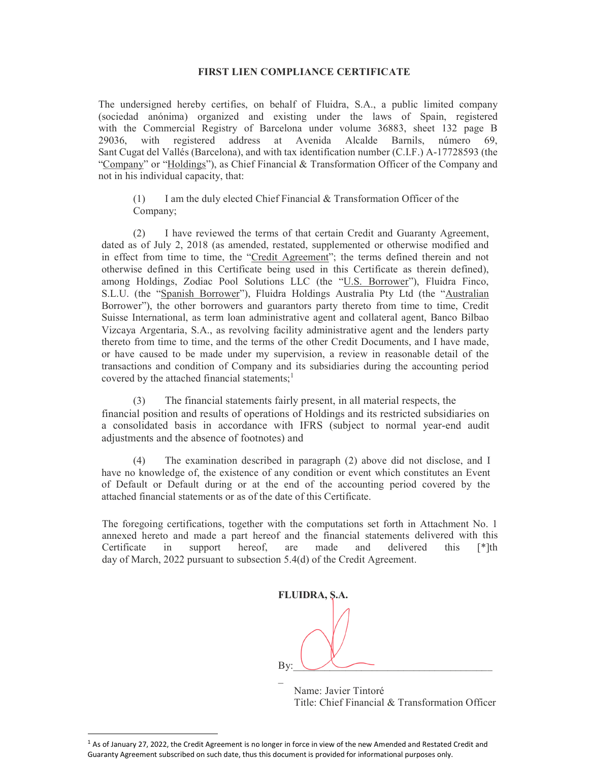**FIRST LIEN COMPLIANCE CERTIFICATE**

The undersigned hereby certifies, on behalf of Fluidra, S.A., a public limited company (sociedad anónima) organized and existing under the laws of Spain, registered with the Commercial Registry of Barcelona under volume 36883, sheet 132 page B 29036, with registered address at Avenida Alcalde Barnils, número 69, Sant Cugat del Vallés (Barcelona), and with tax identification number (C.I.F.) A-17728593 (the "Company" or "Holdings"), as Chief Financial & Transformation Officer of the Company and not in his individual capacity, that:

(1) I am the duly elected Chief Financial & Transformation Officer of the Company;

(2) I have reviewed the terms of that certain Credit and Guaranty Agreement, dated as of July 2, 2018 (as amended, restated, supplemented or otherwise modified and in effect from time to time, the "Credit Agreement"; the terms defined therein and not otherwise defined in this Certificate being used in this Certificate as therein defined), among Holdings, Zodiac Pool Solutions LLC (the "U.S. Borrower"), Fluidra Finco, S.L.U. (the "Spanish Borrower"), Fluidra Holdings Australia Pty Ltd (the "Australian Borrower"), the other borrowers and guarantors party thereto from time to time, Credit Suisse International, as term loan administrative agent and collateral agent, Banco Bilbao Vizcaya Argentaria, S.A., as revolving facility administrative agent and the lenders party thereto from time to time, and the terms of the other Credit Documents, and I have made, or have caused to be made under my supervision, a review in reasonable detail of the transactions and condition of Company and its subsidiaries during the accounting period covered by the attached financial statements;[1]

(3) The financial statements fairly present, in all material respects, the financial position and results of operations of Holdings and its restricted subsidiaries on a consolidated basis in accordance with IFRS (subject to normal year-end audit adjustments and the absence of footnotes) and

(4) The examination described in paragraph (2) above did not disclose, and I have no knowledge of, the existence of any condition or event which constitutes an Event of Default or Default during or at the end of the accounting period covered by the attached financial statements or as of the date of this Certificate.

The foregoing certifications, together with the computations set forth in Attachment No. 1 annexed hereto and made a part hereof and the financial statements delivered with this Certificate in support hereof, are made and delivered this [*]th day of March, 2022 pursuant to subsection 5.4(d) of the Credit Agreement.

**FLUIDRA, S.A.**

By:\_\_\_\_\_\_\_\_\_\_\_\_\_\_\_\_\_\_\_\_\_\_\_\_\_\_\_\_\_\_\_\_\_\_\_\_\_\_\_\_

Name: Javier Tintoré
Title: Chief Financial & Transformation Officer

---

[1] As of January 27, 2022, the Credit Agreement is no longer in force in view of the new Amended and Restated Credit and Guaranty Agreement subscribed on such date, thus this document is provided for informational purposes only.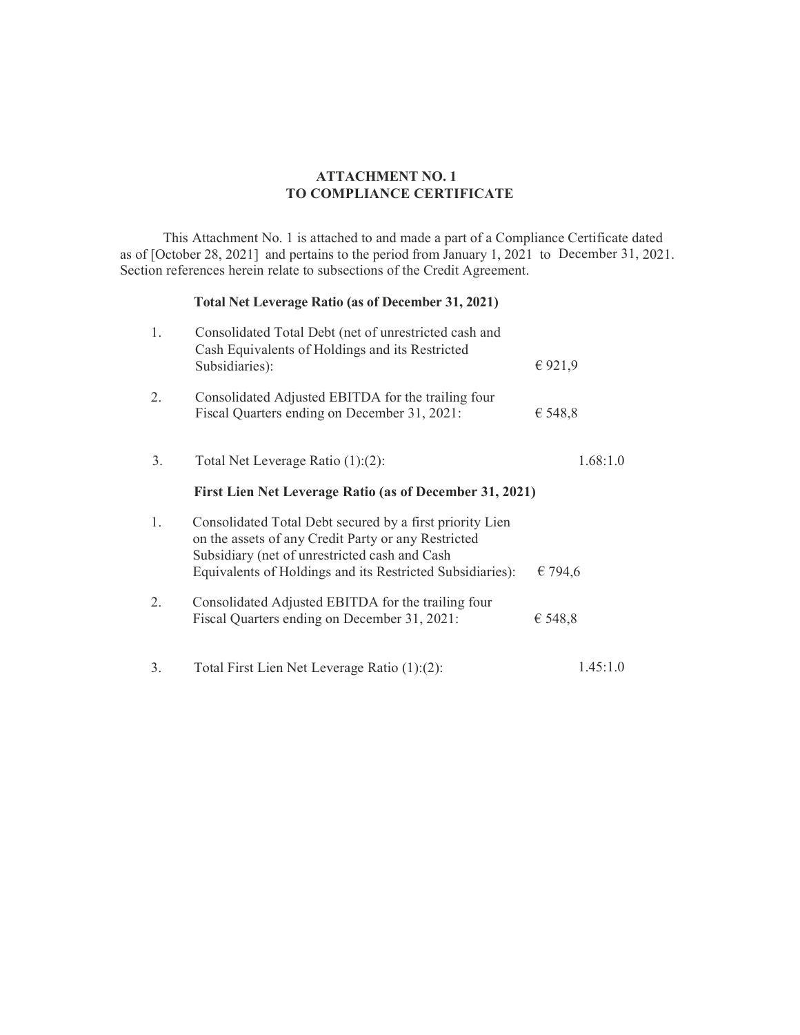# ATTACHMENT NO. 1
# TO COMPLIANCE CERTIFICATE

This Attachment No. 1 is attached to and made a part of a Compliance Certificate dated as of [October 28, 2021] and pertains to the period from January 1, 2021 to December 31, 2021. Section references herein relate to subsections of the Credit Agreement.

**Total Net Leverage Ratio (as of December 31, 2021)**

| | | |
|---|---|---|
| 1. | Consolidated Total Debt (net of unrestricted cash and Cash Equivalents of Holdings and its Restricted Subsidiaries): | € 921,9 |
| 2. | Consolidated Adjusted EBITDA for the trailing four Fiscal Quarters ending on December 31, 2021: | € 548,8 |
| 3. | Total Net Leverage Ratio (1):(2): | 1.68:1.0 |

**First Lien Net Leverage Ratio (as of December 31, 2021)**

| | | |
|---|---|---|
| 1. | Consolidated Total Debt secured by a first priority Lien on the assets of any Credit Party or any Restricted Subsidiary (net of unrestricted cash and Cash Equivalents of Holdings and its Restricted Subsidiaries): | € 794,6 |
| 2. | Consolidated Adjusted EBITDA for the trailing four Fiscal Quarters ending on December 31, 2021: | € 548,8 |
| 3. | Total First Lien Net Leverage Ratio (1):(2): | 1.45:1.0 |